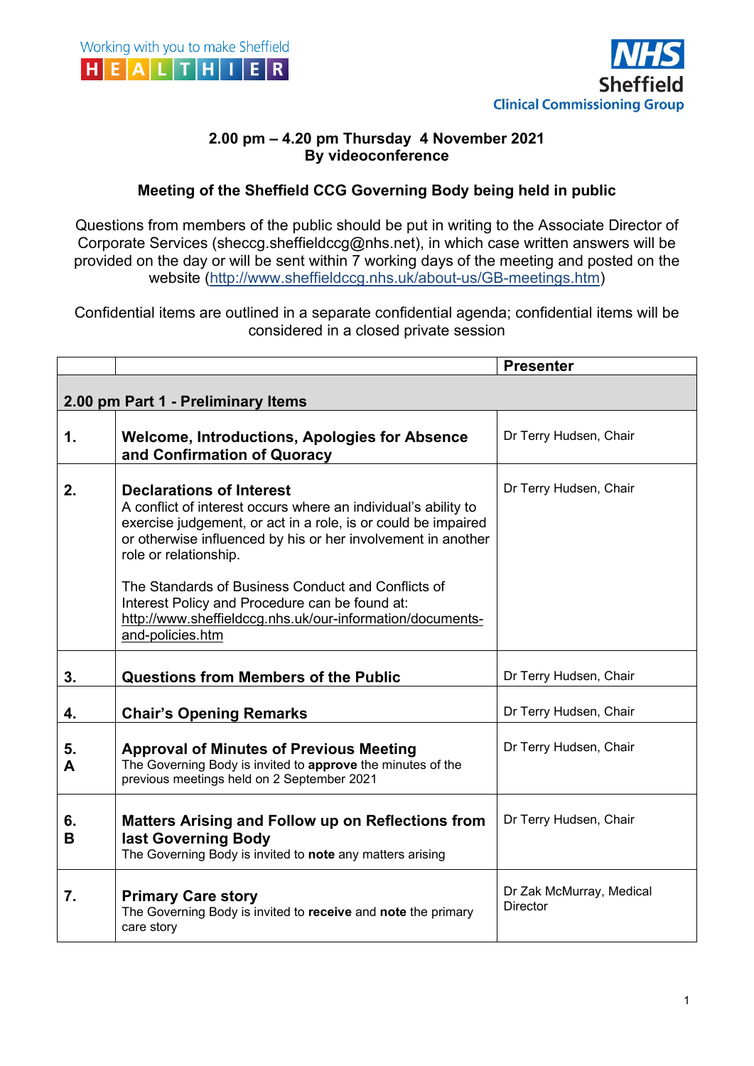Working with you to make Sheffield HEALTHIER

NHS Sheffield Clinical Commissioning Group

**2.00 pm – 4.20 pm Thursday 4 November 2021**
**By videoconference**

**Meeting of the Sheffield CCG Governing Body being held in public**

Questions from members of the public should be put in writing to the Associate Director of Corporate Services (sheccg.sheffieldccg@nhs.net), in which case written answers will be provided on the day or will be sent within 7 working days of the meeting and posted on the website (http://www.sheffieldccg.nhs.uk/about-us/GB-meetings.htm)

Confidential items are outlined in a separate confidential agenda; confidential items will be considered in a closed private session

| | | **Presenter** |
|---|---|---|
| **2.00 pm Part 1 - Preliminary Items** | | |
| **1.** | **Welcome, Introductions, Apologies for Absence and Confirmation of Quoracy** | Dr Terry Hudsen, Chair |
| **2.** | **Declarations of Interest**<br>A conflict of interest occurs where an individual's ability to exercise judgement, or act in a role, is or could be impaired or otherwise influenced by his or her involvement in another role or relationship.<br><br>The Standards of Business Conduct and Conflicts of Interest Policy and Procedure can be found at: http://www.sheffieldccg.nhs.uk/our-information/documents-and-policies.htm | Dr Terry Hudsen, Chair |
| **3.** | **Questions from Members of the Public** | Dr Terry Hudsen, Chair |
| **4.** | **Chair's Opening Remarks** | Dr Terry Hudsen, Chair |
| **5. A** | **Approval of Minutes of Previous Meeting**<br>The Governing Body is invited to **approve** the minutes of the previous meetings held on 2 September 2021 | Dr Terry Hudsen, Chair |
| **6. B** | **Matters Arising and Follow up on Reflections from last Governing Body**<br>The Governing Body is invited to **note** any matters arising | Dr Terry Hudsen, Chair |
| **7.** | **Primary Care story**<br>The Governing Body is invited to **receive** and **note** the primary care story | Dr Zak McMurray, Medical Director |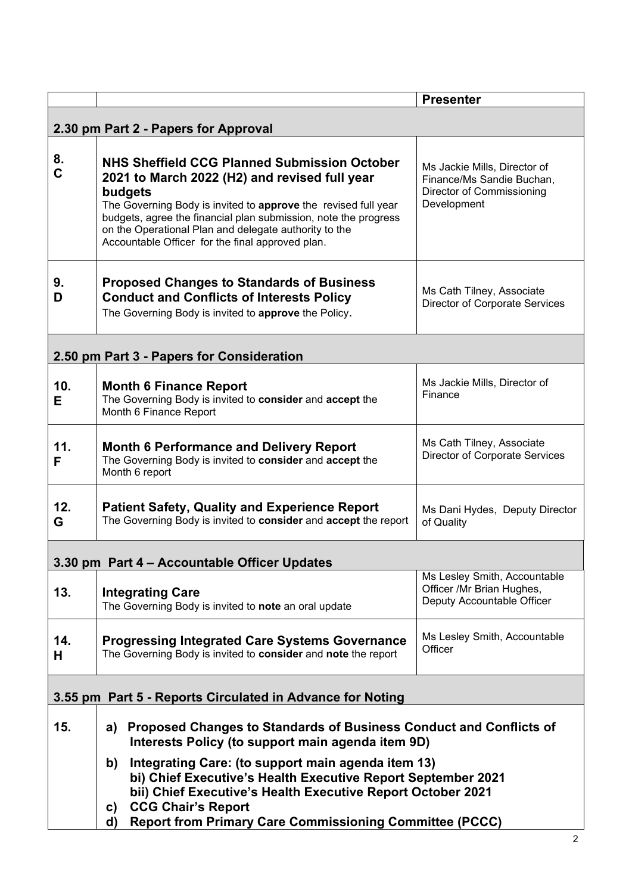| | | Presenter |
|---|---|---|
| **2.30 pm Part 2 - Papers for Approval** | | |
| **8.**<br>**C** | **NHS Sheffield CCG Planned Submission October 2021 to March 2022 (H2) and revised full year budgets**<br>The Governing Body is invited to **approve** the revised full year budgets, agree the financial plan submission, note the progress on the Operational Plan and delegate authority to the Accountable Officer for the final approved plan. | Ms Jackie Mills, Director of Finance/Ms Sandie Buchan, Director of Commissioning Development |
| **9.**<br>**D** | **Proposed Changes to Standards of Business Conduct and Conflicts of Interests Policy**<br>The Governing Body is invited to **approve** the Policy. | Ms Cath Tilney, Associate Director of Corporate Services |
| **2.50 pm Part 3 - Papers for Consideration** | | |
| **10.**<br>**E** | **Month 6 Finance Report**<br>The Governing Body is invited to **consider** and **accept** the Month 6 Finance Report | Ms Jackie Mills, Director of Finance |
| **11.**<br>**F** | **Month 6 Performance and Delivery Report**<br>The Governing Body is invited to **consider** and **accept** the Month 6 report | Ms Cath Tilney, Associate Director of Corporate Services |
| **12.**<br>**G** | **Patient Safety, Quality and Experience Report**<br>The Governing Body is invited to **consider** and **accept** the report | Ms Dani Hydes, Deputy Director of Quality |
| **3.30 pm Part 4 – Accountable Officer Updates** | | |
| **13.** | **Integrating Care**<br>The Governing Body is invited to **note** an oral update | Ms Lesley Smith, Accountable Officer /Mr Brian Hughes, Deputy Accountable Officer |
| **14.**<br>**H** | **Progressing Integrated Care Systems Governance**<br>The Governing Body is invited to **consider** and **note** the report | Ms Lesley Smith, Accountable Officer |
| **3.55 pm Part 5 - Reports Circulated in Advance for Noting** | | |
| **15.** | **a) Proposed Changes to Standards of Business Conduct and Conflicts of Interests Policy (to support main agenda item 9D)**<br>**b) Integrating Care: (to support main agenda item 13)**<br>**bi) Chief Executive's Health Executive Report September 2021**<br>**bii) Chief Executive's Health Executive Report October 2021**<br>**c) CCG Chair's Report**<br>**d) Report from Primary Care Commissioning Committee (PCCC)** | |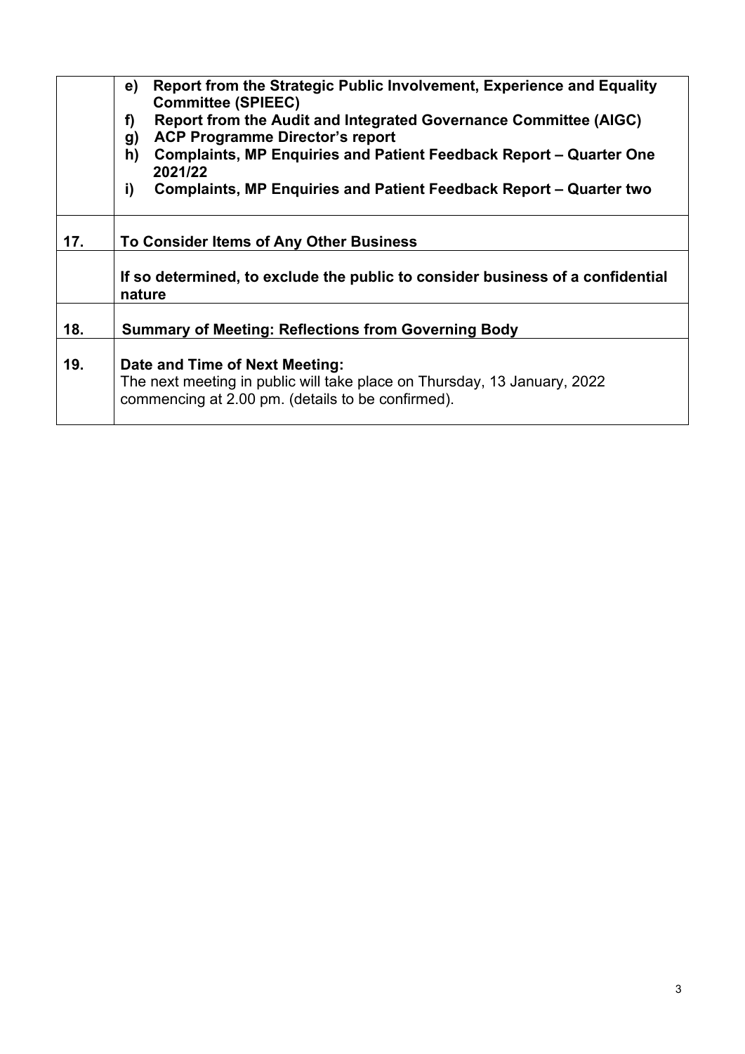| | |
|---|---|
| | **e) Report from the Strategic Public Involvement, Experience and Equality Committee (SPIEEC)**<br>**f) Report from the Audit and Integrated Governance Committee (AIGC)**<br>**g) ACP Programme Director's report**<br>**h) Complaints, MP Enquiries and Patient Feedback Report – Quarter One 2021/22**<br>**i) Complaints, MP Enquiries and Patient Feedback Report – Quarter two** |
| **17.** | **To Consider Items of Any Other Business** |
| | **If so determined, to exclude the public to consider business of a confidential nature** |
| **18.** | **Summary of Meeting: Reflections from Governing Body** |
| **19.** | **Date and Time of Next Meeting:**<br>The next meeting in public will take place on Thursday, 13 January, 2022 commencing at 2.00 pm. (details to be confirmed). |